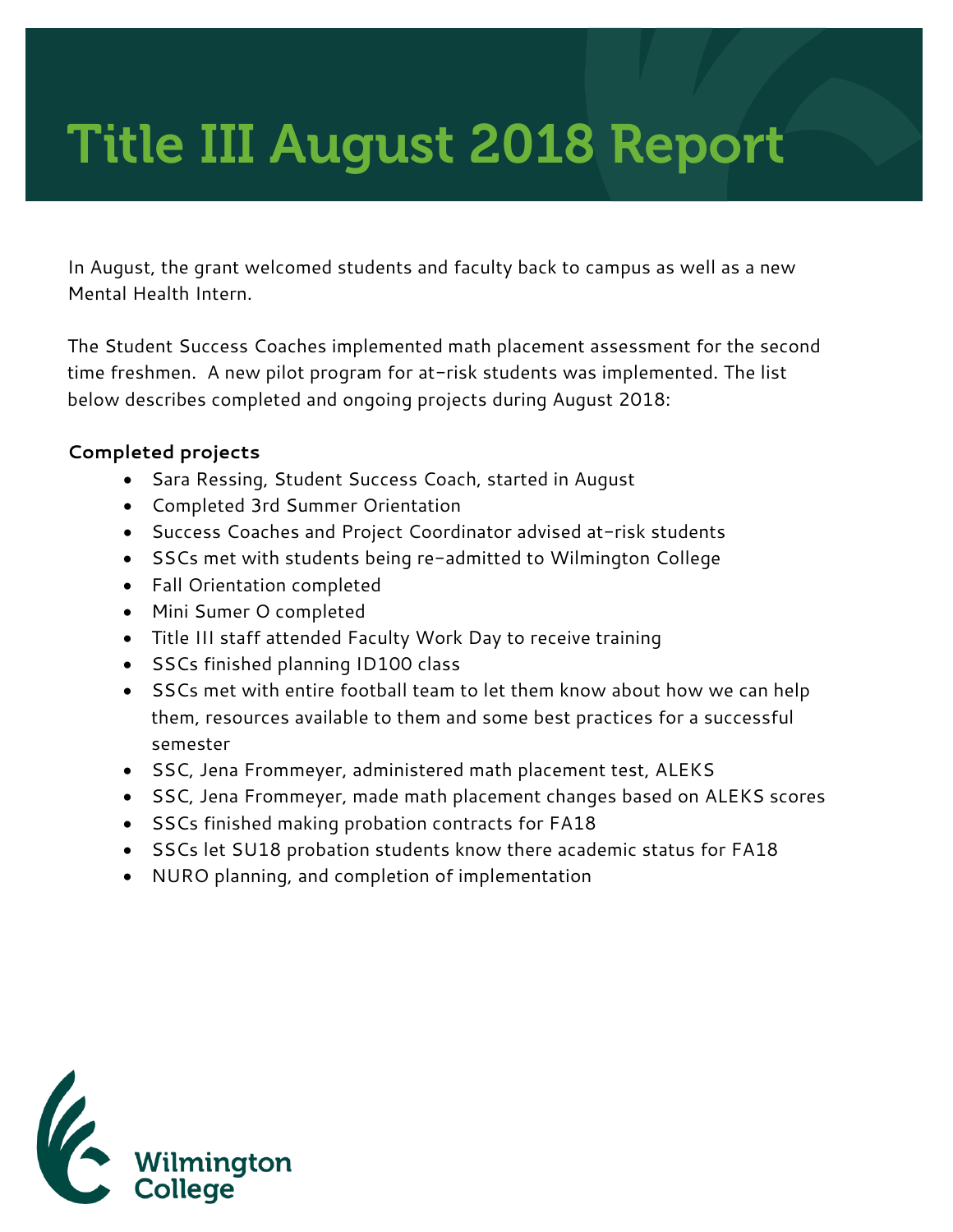# Title III August 2018 Report

In August, the grant welcomed students and faculty back to campus as well as a new Mental Health Intern.

The Student Success Coaches implemented math placement assessment for the second time freshmen.  A new pilot program for at-risk students was implemented. The list below describes completed and ongoing projects during August 2018:

**Completed projects**

- Sara Ressing, Student Success Coach, started in August
- Completed 3rd Summer Orientation
- Success Coaches and Project Coordinator advised at-risk students
- SSCs met with students being re-admitted to Wilmington College
- Fall Orientation completed
- Mini Sumer O completed
- Title III staff attended Faculty Work Day to receive training
- SSCs finished planning ID100 class
- SSCs met with entire football team to let them know about how we can help them, resources available to them and some best practices for a successful semester
- SSC, Jena Frommeyer, administered math placement test, ALEKS
- SSC, Jena Frommeyer, made math placement changes based on ALEKS scores
- SSCs finished making probation contracts for FA18
- SSCs let SU18 probation students know there academic status for FA18
- NURO planning, and completion of implementation

Wilmington College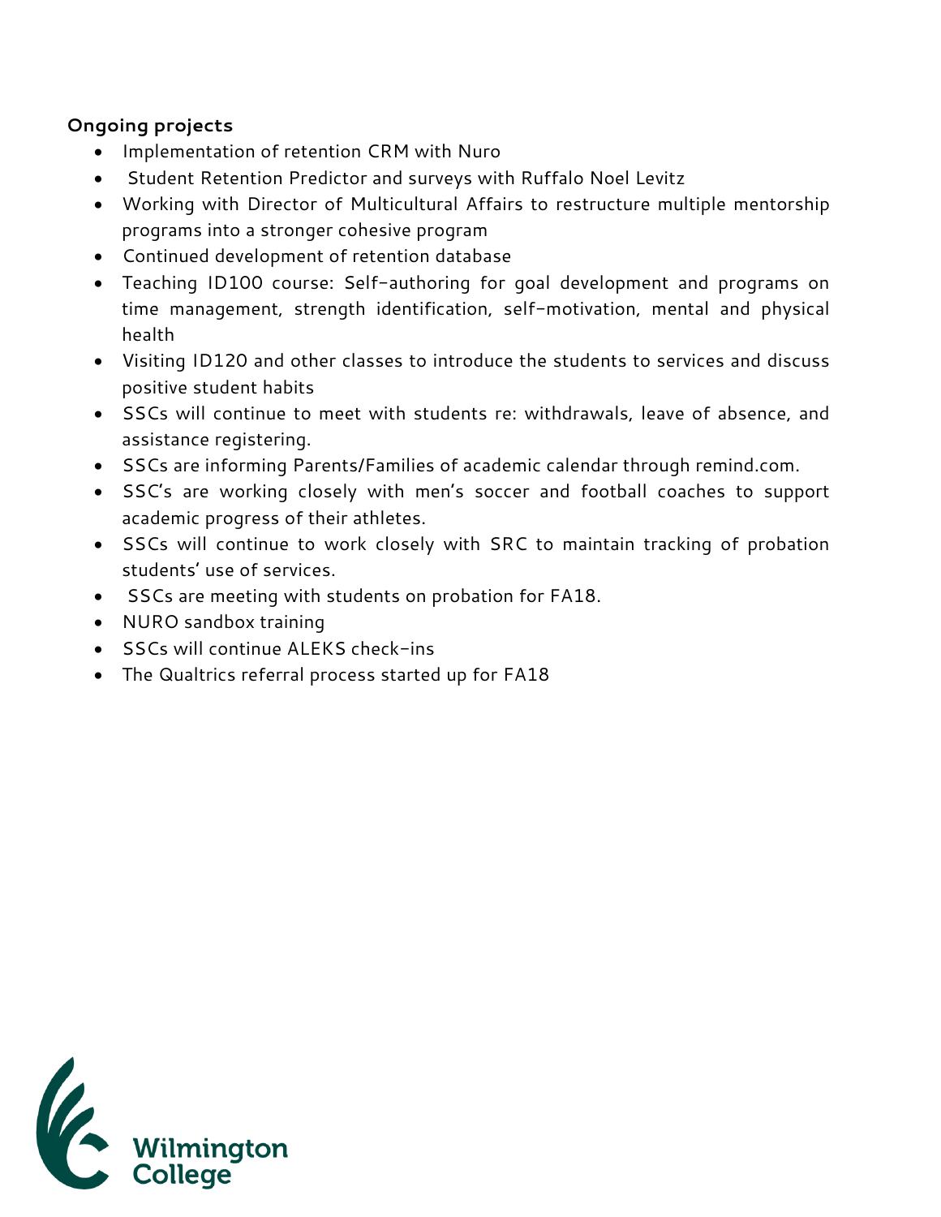**Ongoing projects**

- Implementation of retention CRM with Nuro
- Student Retention Predictor and surveys with Ruffalo Noel Levitz
- Working with Director of Multicultural Affairs to restructure multiple mentorship programs into a stronger cohesive program
- Continued development of retention database
- Teaching ID100 course: Self-authoring for goal development and programs on time management, strength identification, self-motivation, mental and physical health
- Visiting ID120 and other classes to introduce the students to services and discuss positive student habits
- SSCs will continue to meet with students re: withdrawals, leave of absence, and assistance registering.
- SSCs are informing Parents/Families of academic calendar through remind.com.
- SSC's are working closely with men's soccer and football coaches to support academic progress of their athletes.
- SSCs will continue to work closely with SRC to maintain tracking of probation students' use of services.
- SSCs are meeting with students on probation for FA18.
- NURO sandbox training
- SSCs will continue ALEKS check-ins
- The Qualtrics referral process started up for FA18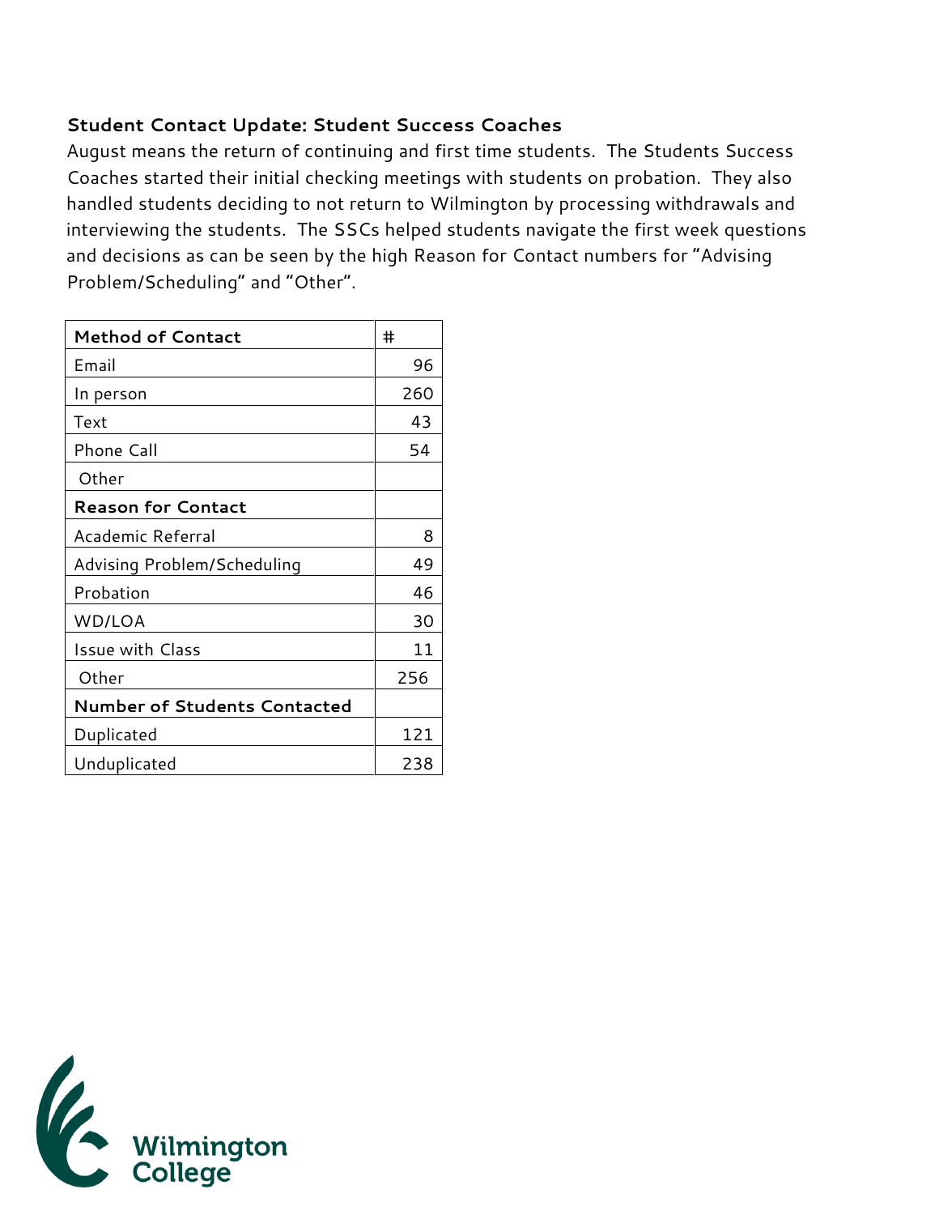**Student Contact Update: Student Success Coaches**

August means the return of continuing and first time students. The Students Success Coaches started their initial checking meetings with students on probation. They also handled students deciding to not return to Wilmington by processing withdrawals and interviewing the students. The SSCs helped students navigate the first week questions and decisions as can be seen by the high Reason for Contact numbers for "Advising Problem/Scheduling" and "Other".

| **Method of Contact** | # |
|---|---|
| Email | 96 |
| In person | 260 |
| Text | 43 |
| Phone Call | 54 |
| Other | |
| **Reason for Contact** | |
| Academic Referral | 8 |
| Advising Problem/Scheduling | 49 |
| Probation | 46 |
| WD/LOA | 30 |
| Issue with Class | 11 |
| Other | 256 |
| **Number of Students Contacted** | |
| Duplicated | 121 |
| Unduplicated | 238 |

Wilmington College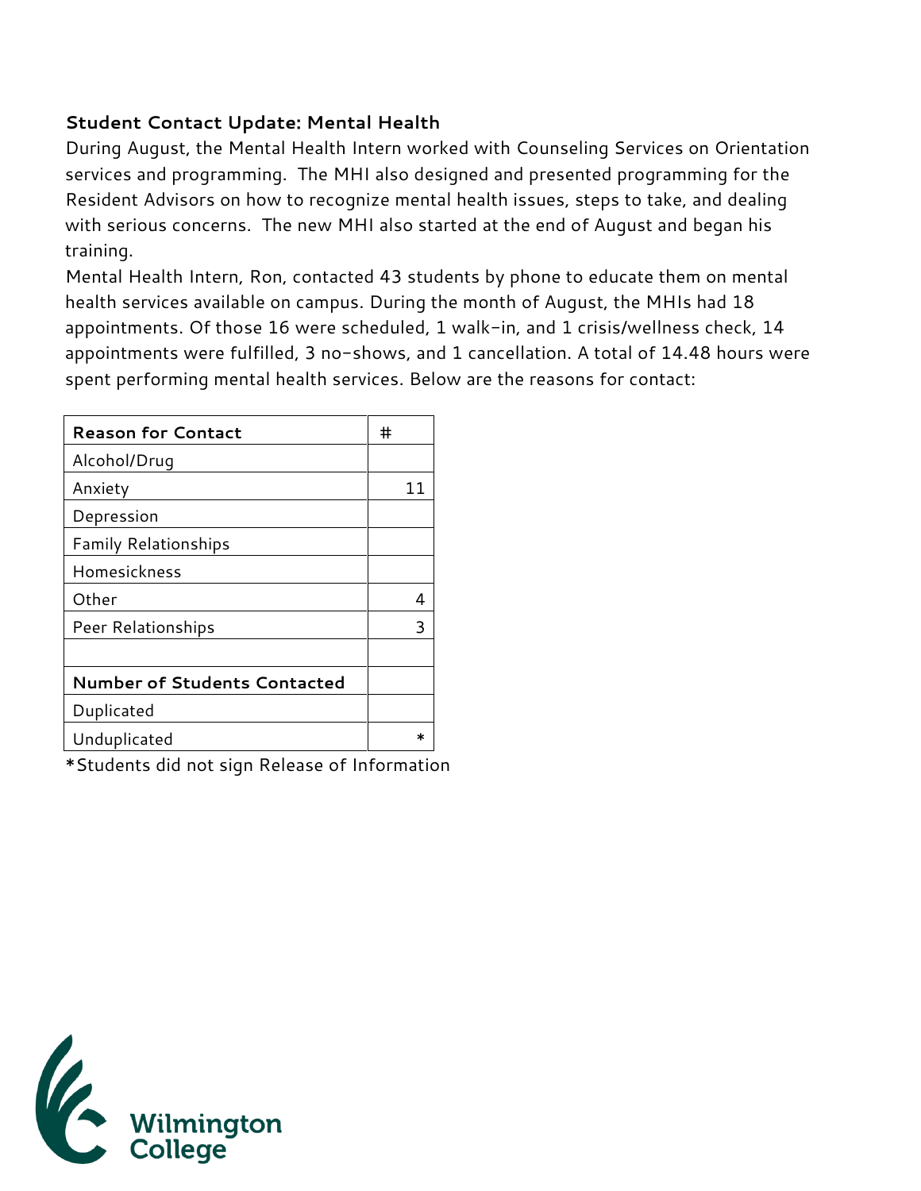### Student Contact Update: Mental Health

During August, the Mental Health Intern worked with Counseling Services on Orientation services and programming. The MHI also designed and presented programming for the Resident Advisors on how to recognize mental health issues, steps to take, and dealing with serious concerns. The new MHI also started at the end of August and began his training.

Mental Health Intern, Ron, contacted 43 students by phone to educate them on mental health services available on campus. During the month of August, the MHIs had 18 appointments. Of those 16 were scheduled, 1 walk-in, and 1 crisis/wellness check, 14 appointments were fulfilled, 3 no-shows, and 1 cancellation. A total of 14.48 hours were spent performing mental health services. Below are the reasons for contact:

| **Reason for Contact** | # |
|---|---|
| Alcohol/Drug | |
| Anxiety | 11 |
| Depression | |
| Family Relationships | |
| Homesickness | |
| Other | 4 |
| Peer Relationships | 3 |
| | |
| **Number of Students Contacted** | |
| Duplicated | |
| Unduplicated | * |

*Students did not sign Release of Information

Wilmington College